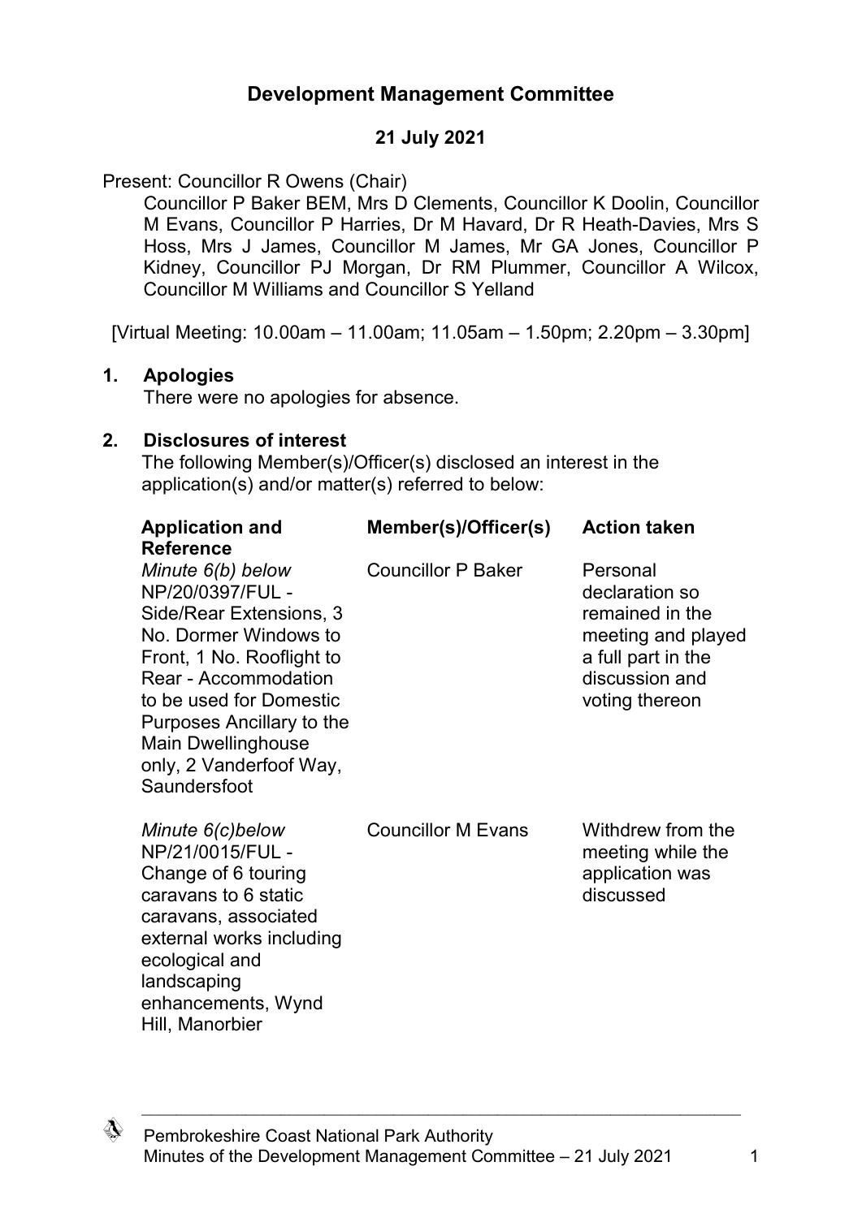# Development Management Committee

**21 July 2021**

Present: Councillor R Owens (Chair)

Councillor P Baker BEM, Mrs D Clements, Councillor K Doolin, Councillor M Evans, Councillor P Harries, Dr M Havard, Dr R Heath-Davies, Mrs S Hoss, Mrs J James, Councillor M James, Mr GA Jones, Councillor P Kidney, Councillor PJ Morgan, Dr RM Plummer, Councillor A Wilcox, Councillor M Williams and Councillor S Yelland

[Virtual Meeting: 10.00am – 11.00am; 11.05am – 1.50pm; 2.20pm – 3.30pm]

## 1. Apologies

There were no apologies for absence.

## 2. Disclosures of interest

The following Member(s)/Officer(s) disclosed an interest in the application(s) and/or matter(s) referred to below:

| Application and Reference | Member(s)/Officer(s) | Action taken |
| --- | --- | --- |
| *Minute 6(b) below* NP/20/0397/FUL - Side/Rear Extensions, 3 No. Dormer Windows to Front, 1 No. Rooflight to Rear - Accommodation to be used for Domestic Purposes Ancillary to the Main Dwellinghouse only, 2 Vanderfoof Way, Saundersfoot | Councillor P Baker | Personal declaration so remained in the meeting and played a full part in the discussion and voting thereon |
| *Minute 6(c)below* NP/21/0015/FUL - Change of 6 touring caravans to 6 static caravans, associated external works including ecological and landscaping enhancements, Wynd Hill, Manorbier | Councillor M Evans | Withdrew from the meeting while the application was discussed |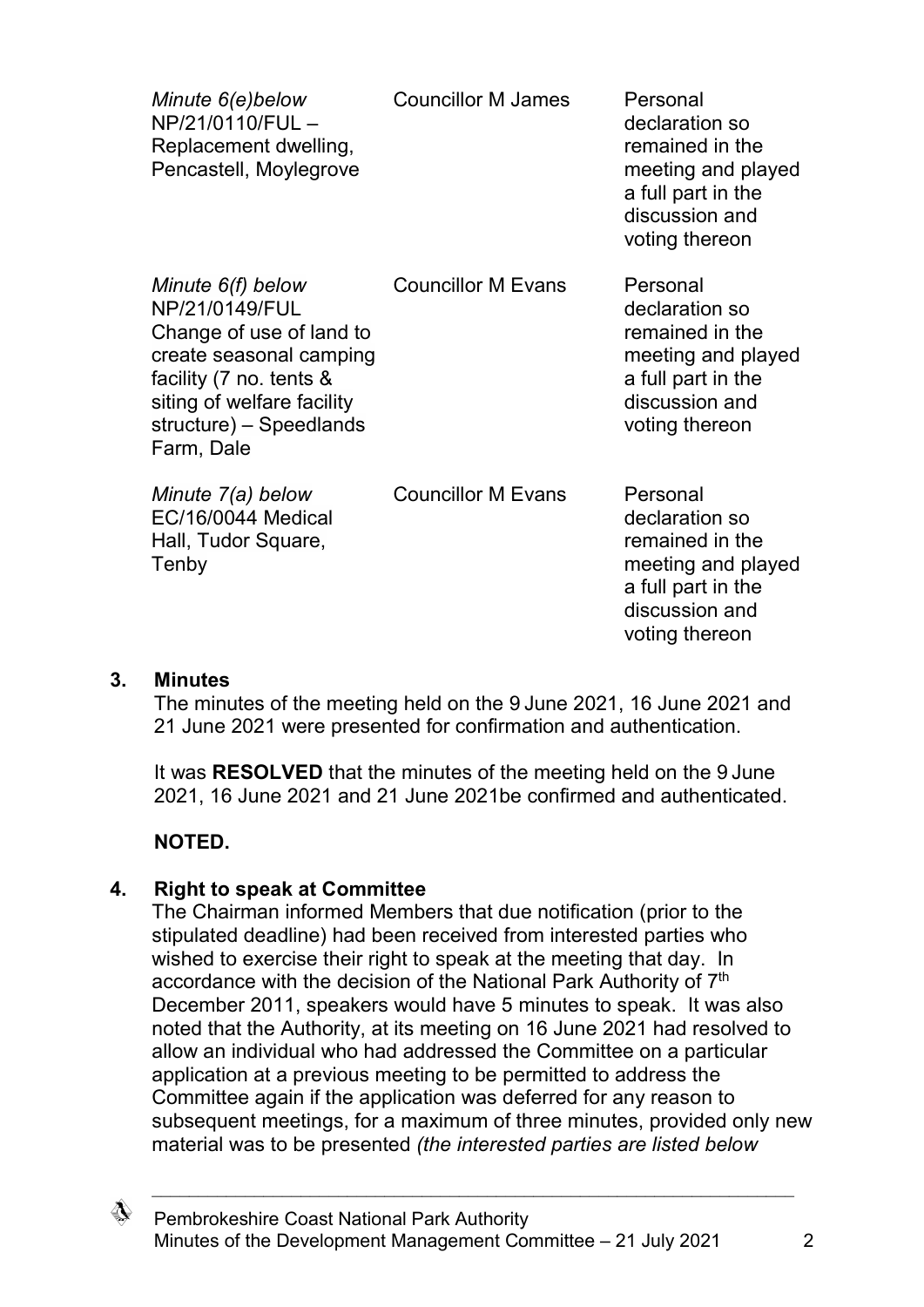| | | |
|---|---|---|
| *Minute 6(e)below* NP/21/0110/FUL – Replacement dwelling, Pencastell, Moylegrove | Councillor M James | Personal declaration so remained in the meeting and played a full part in the discussion and voting thereon |
| *Minute 6(f) below* NP/21/0149/FUL Change of use of land to create seasonal camping facility (7 no. tents & siting of welfare facility structure) – Speedlands Farm, Dale | Councillor M Evans | Personal declaration so remained in the meeting and played a full part in the discussion and voting thereon |
| *Minute 7(a) below* EC/16/0044 Medical Hall, Tudor Square, Tenby | Councillor M Evans | Personal declaration so remained in the meeting and played a full part in the discussion and voting thereon |

**3. Minutes**

The minutes of the meeting held on the 9 June 2021, 16 June 2021 and 21 June 2021 were presented for confirmation and authentication.

It was **RESOLVED** that the minutes of the meeting held on the 9 June 2021, 16 June 2021 and 21 June 2021be confirmed and authenticated.

**NOTED.**

**4. Right to speak at Committee**

The Chairman informed Members that due notification (prior to the stipulated deadline) had been received from interested parties who wished to exercise their right to speak at the meeting that day. In accordance with the decision of the National Park Authority of 7th December 2011, speakers would have 5 minutes to speak. It was also noted that the Authority, at its meeting on 16 June 2021 had resolved to allow an individual who had addressed the Committee on a particular application at a previous meeting to be permitted to address the Committee again if the application was deferred for any reason to subsequent meetings, for a maximum of three minutes, provided only new material was to be presented *(the interested parties are listed below*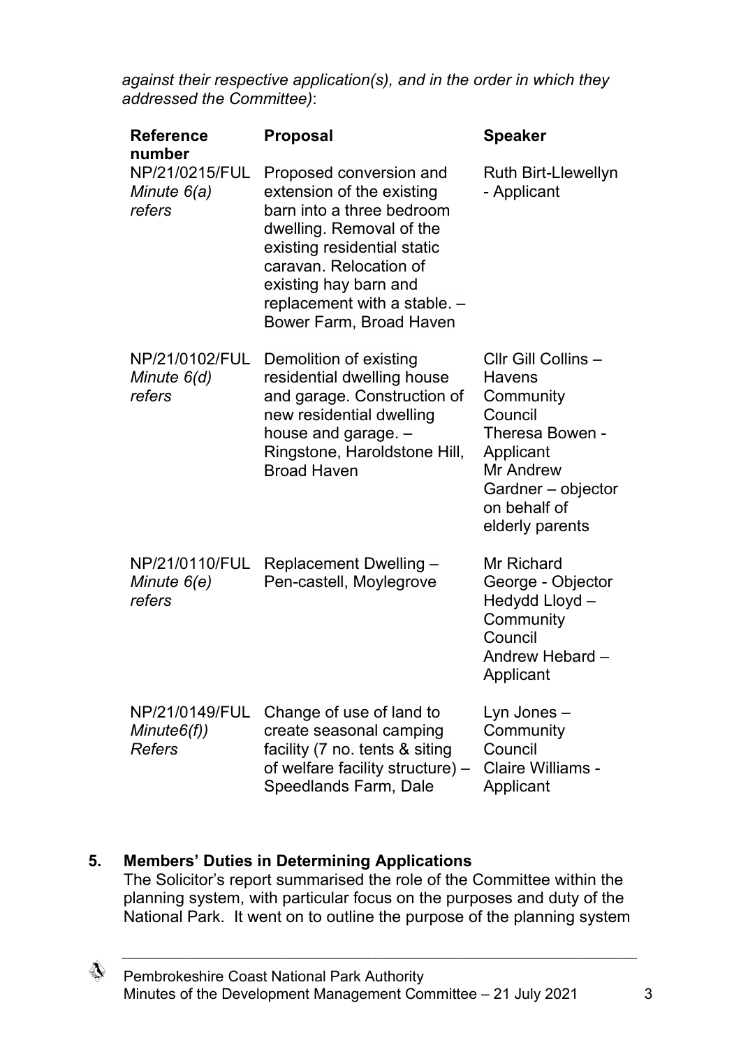*against their respective application(s), and in the order in which they addressed the Committee)*:

| Reference number | Proposal | Speaker |
|---|---|---|
| NP/21/0215/FUL *Minute 6(a) refers* | Proposed conversion and extension of the existing barn into a three bedroom dwelling. Removal of the existing residential static caravan. Relocation of existing hay barn and replacement with a stable. – Bower Farm, Broad Haven | Ruth Birt-Llewellyn - Applicant |
| NP/21/0102/FUL *Minute 6(d) refers* | Demolition of existing residential dwelling house and garage. Construction of new residential dwelling house and garage. – Ringstone, Haroldstone Hill, Broad Haven | Cllr Gill Collins – Havens Community Council<br>Theresa Bowen - Applicant<br>Mr Andrew Gardner – objector on behalf of elderly parents |
| NP/21/0110/FUL *Minute 6(e) refers* | Replacement Dwelling – Pen-castell, Moylegrove | Mr Richard George - Objector<br>Hedydd Lloyd – Community Council<br>Andrew Hebard – Applicant |
| NP/21/0149/FUL *Minute6(f)) Refers* | Change of use of land to create seasonal camping facility (7 no. tents & siting of welfare facility structure) – Speedlands Farm, Dale | Lyn Jones – Community Council<br>Claire Williams - Applicant |

## 5. Members' Duties in Determining Applications

The Solicitor's report summarised the role of the Committee within the planning system, with particular focus on the purposes and duty of the National Park. It went on to outline the purpose of the planning system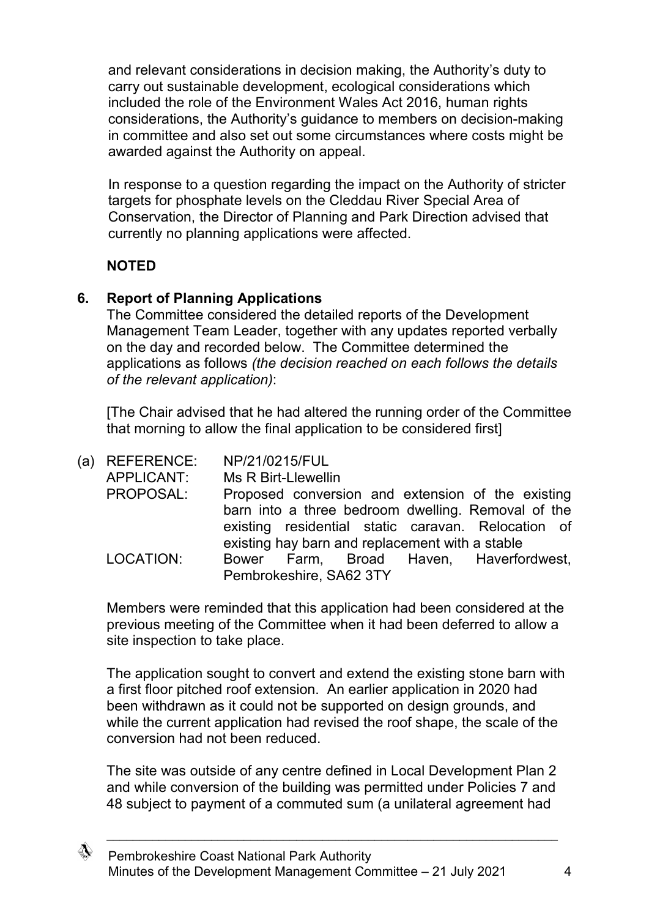and relevant considerations in decision making, the Authority's duty to carry out sustainable development, ecological considerations which included the role of the Environment Wales Act 2016, human rights considerations, the Authority's guidance to members on decision-making in committee and also set out some circumstances where costs might be awarded against the Authority on appeal.

In response to a question regarding the impact on the Authority of stricter targets for phosphate levels on the Cleddau River Special Area of Conservation, the Director of Planning and Park Direction advised that currently no planning applications were affected.

**NOTED**

**6. Report of Planning Applications**

The Committee considered the detailed reports of the Development Management Team Leader, together with any updates reported verbally on the day and recorded below. The Committee determined the applications as follows *(the decision reached on each follows the details of the relevant application)*:

[The Chair advised that he had altered the running order of the Committee that morning to allow the final application to be considered first]

(a) REFERENCE: NP/21/0215/FUL
APPLICANT: Ms R Birt-Llewellin
PROPOSAL: Proposed conversion and extension of the existing barn into a three bedroom dwelling. Removal of the existing residential static caravan. Relocation of existing hay barn and replacement with a stable
LOCATION: Bower Farm, Broad Haven, Haverfordwest, Pembrokeshire, SA62 3TY

Members were reminded that this application had been considered at the previous meeting of the Committee when it had been deferred to allow a site inspection to take place.

The application sought to convert and extend the existing stone barn with a first floor pitched roof extension. An earlier application in 2020 had been withdrawn as it could not be supported on design grounds, and while the current application had revised the roof shape, the scale of the conversion had not been reduced.

The site was outside of any centre defined in Local Development Plan 2 and while conversion of the building was permitted under Policies 7 and 48 subject to payment of a commuted sum (a unilateral agreement had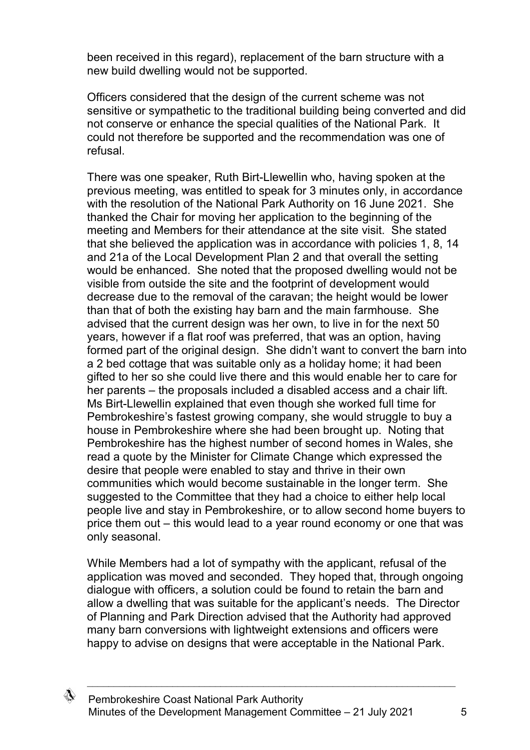been received in this regard), replacement of the barn structure with a new build dwelling would not be supported.

Officers considered that the design of the current scheme was not sensitive or sympathetic to the traditional building being converted and did not conserve or enhance the special qualities of the National Park. It could not therefore be supported and the recommendation was one of refusal.

There was one speaker, Ruth Birt-Llewellin who, having spoken at the previous meeting, was entitled to speak for 3 minutes only, in accordance with the resolution of the National Park Authority on 16 June 2021. She thanked the Chair for moving her application to the beginning of the meeting and Members for their attendance at the site visit. She stated that she believed the application was in accordance with policies 1, 8, 14 and 21a of the Local Development Plan 2 and that overall the setting would be enhanced. She noted that the proposed dwelling would not be visible from outside the site and the footprint of development would decrease due to the removal of the caravan; the height would be lower than that of both the existing hay barn and the main farmhouse. She advised that the current design was her own, to live in for the next 50 years, however if a flat roof was preferred, that was an option, having formed part of the original design. She didn't want to convert the barn into a 2 bed cottage that was suitable only as a holiday home; it had been gifted to her so she could live there and this would enable her to care for her parents – the proposals included a disabled access and a chair lift. Ms Birt-Llewellin explained that even though she worked full time for Pembrokeshire's fastest growing company, she would struggle to buy a house in Pembrokeshire where she had been brought up. Noting that Pembrokeshire has the highest number of second homes in Wales, she read a quote by the Minister for Climate Change which expressed the desire that people were enabled to stay and thrive in their own communities which would become sustainable in the longer term. She suggested to the Committee that they had a choice to either help local people live and stay in Pembrokeshire, or to allow second home buyers to price them out – this would lead to a year round economy or one that was only seasonal.

While Members had a lot of sympathy with the applicant, refusal of the application was moved and seconded. They hoped that, through ongoing dialogue with officers, a solution could be found to retain the barn and allow a dwelling that was suitable for the applicant's needs. The Director of Planning and Park Direction advised that the Authority had approved many barn conversions with lightweight extensions and officers were happy to advise on designs that were acceptable in the National Park.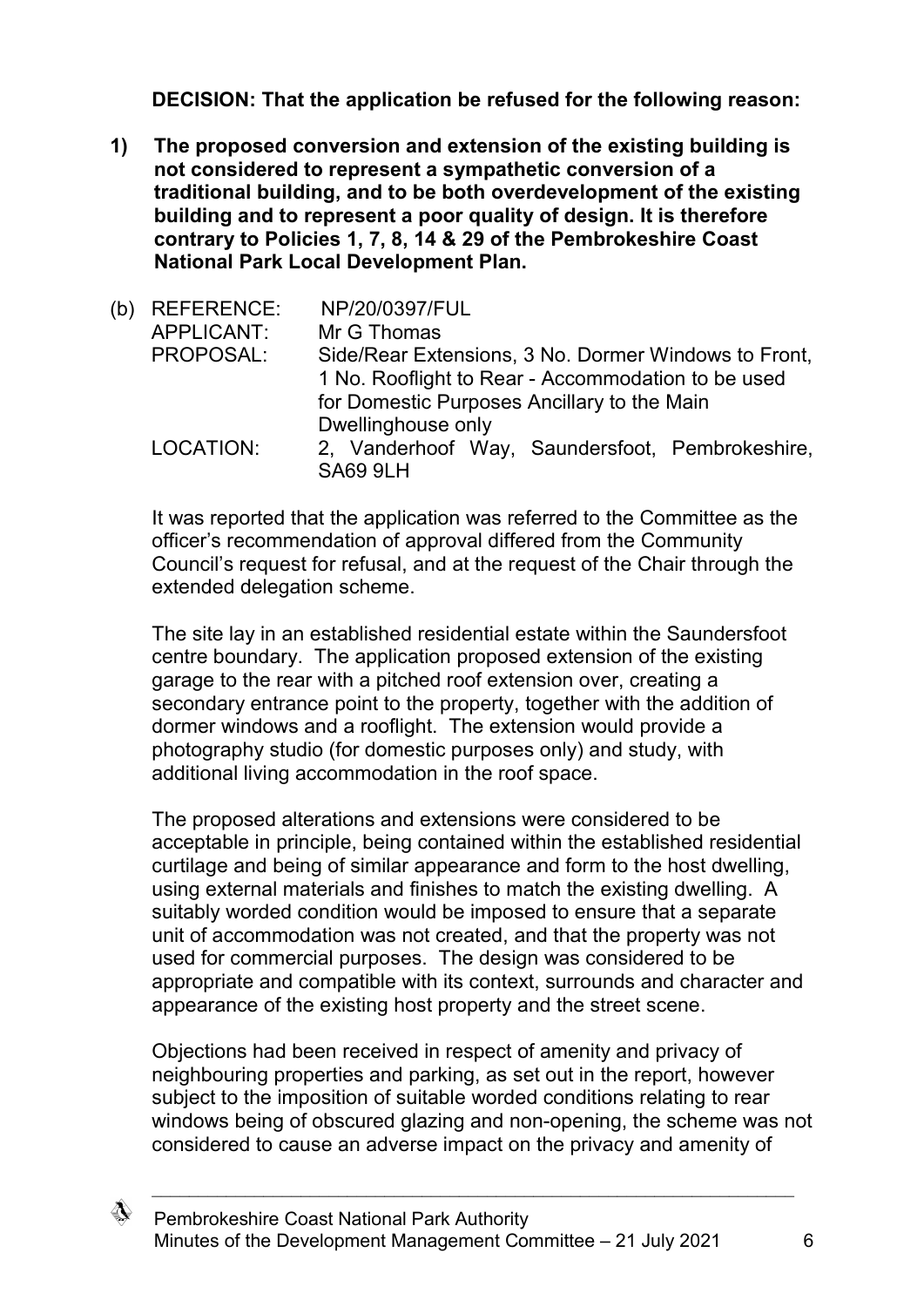**DECISION: That the application be refused for the following reason:**

**1) The proposed conversion and extension of the existing building is not considered to represent a sympathetic conversion of a traditional building, and to be both overdevelopment of the existing building and to represent a poor quality of design. It is therefore contrary to Policies 1, 7, 8, 14 & 29 of the Pembrokeshire Coast National Park Local Development Plan.**

(b) REFERENCE: NP/20/0397/FUL
APPLICANT: Mr G Thomas
PROPOSAL: Side/Rear Extensions, 3 No. Dormer Windows to Front, 1 No. Rooflight to Rear - Accommodation to be used for Domestic Purposes Ancillary to the Main Dwellinghouse only
LOCATION: 2, Vanderhoof Way, Saundersfoot, Pembrokeshire, SA69 9LH

It was reported that the application was referred to the Committee as the officer's recommendation of approval differed from the Community Council's request for refusal, and at the request of the Chair through the extended delegation scheme.

The site lay in an established residential estate within the Saundersfoot centre boundary. The application proposed extension of the existing garage to the rear with a pitched roof extension over, creating a secondary entrance point to the property, together with the addition of dormer windows and a rooflight. The extension would provide a photography studio (for domestic purposes only) and study, with additional living accommodation in the roof space.

The proposed alterations and extensions were considered to be acceptable in principle, being contained within the established residential curtilage and being of similar appearance and form to the host dwelling, using external materials and finishes to match the existing dwelling. A suitably worded condition would be imposed to ensure that a separate unit of accommodation was not created, and that the property was not used for commercial purposes. The design was considered to be appropriate and compatible with its context, surrounds and character and appearance of the existing host property and the street scene.

Objections had been received in respect of amenity and privacy of neighbouring properties and parking, as set out in the report, however subject to the imposition of suitable worded conditions relating to rear windows being of obscured glazing and non-opening, the scheme was not considered to cause an adverse impact on the privacy and amenity of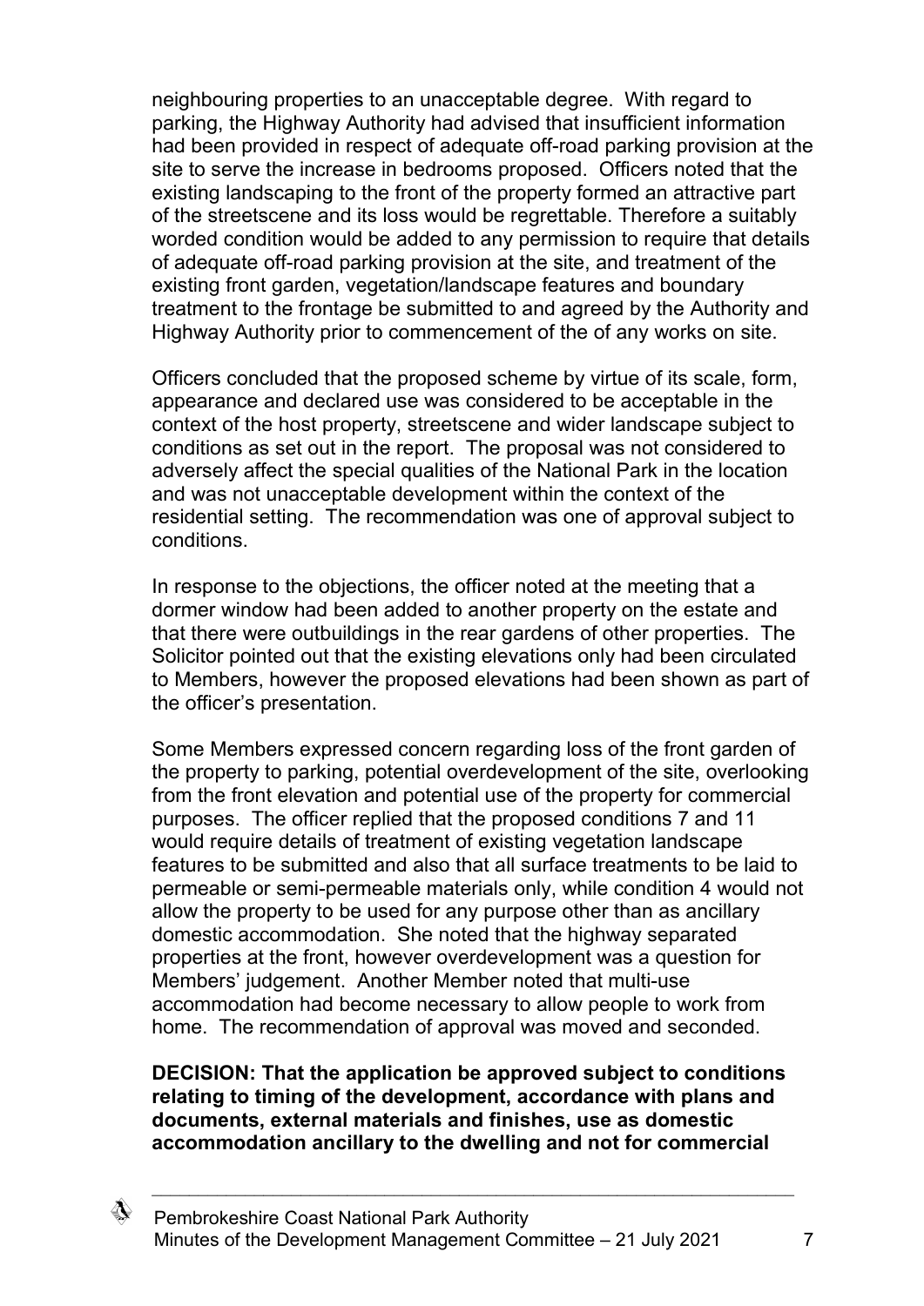neighbouring properties to an unacceptable degree. With regard to parking, the Highway Authority had advised that insufficient information had been provided in respect of adequate off-road parking provision at the site to serve the increase in bedrooms proposed. Officers noted that the existing landscaping to the front of the property formed an attractive part of the streetscene and its loss would be regrettable. Therefore a suitably worded condition would be added to any permission to require that details of adequate off-road parking provision at the site, and treatment of the existing front garden, vegetation/landscape features and boundary treatment to the frontage be submitted to and agreed by the Authority and Highway Authority prior to commencement of the of any works on site.

Officers concluded that the proposed scheme by virtue of its scale, form, appearance and declared use was considered to be acceptable in the context of the host property, streetscene and wider landscape subject to conditions as set out in the report. The proposal was not considered to adversely affect the special qualities of the National Park in the location and was not unacceptable development within the context of the residential setting. The recommendation was one of approval subject to conditions.

In response to the objections, the officer noted at the meeting that a dormer window had been added to another property on the estate and that there were outbuildings in the rear gardens of other properties. The Solicitor pointed out that the existing elevations only had been circulated to Members, however the proposed elevations had been shown as part of the officer's presentation.

Some Members expressed concern regarding loss of the front garden of the property to parking, potential overdevelopment of the site, overlooking from the front elevation and potential use of the property for commercial purposes. The officer replied that the proposed conditions 7 and 11 would require details of treatment of existing vegetation landscape features to be submitted and also that all surface treatments to be laid to permeable or semi-permeable materials only, while condition 4 would not allow the property to be used for any purpose other than as ancillary domestic accommodation. She noted that the highway separated properties at the front, however overdevelopment was a question for Members' judgement. Another Member noted that multi-use accommodation had become necessary to allow people to work from home. The recommendation of approval was moved and seconded.

**DECISION: That the application be approved subject to conditions relating to timing of the development, accordance with plans and documents, external materials and finishes, use as domestic accommodation ancillary to the dwelling and not for commercial**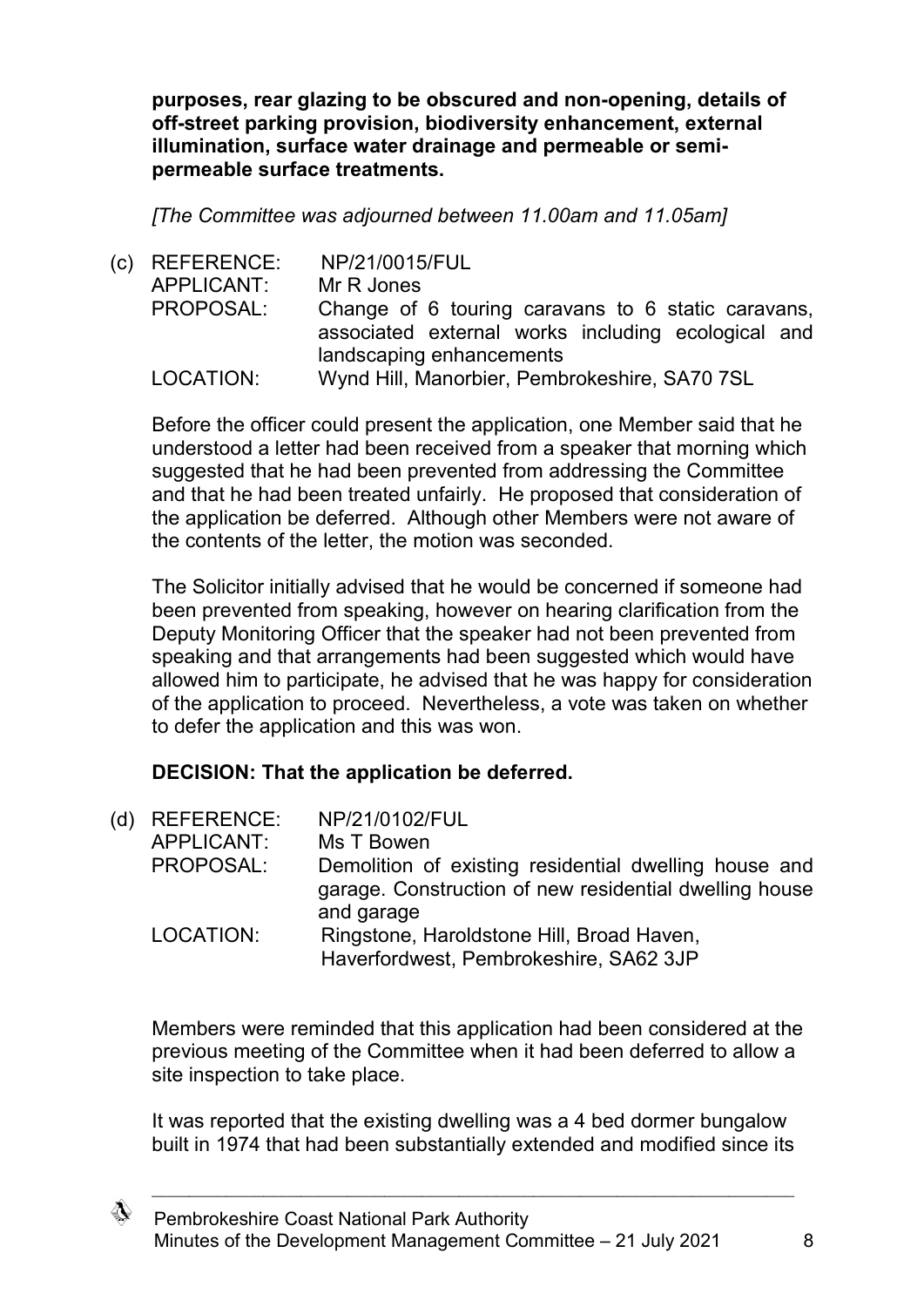**purposes, rear glazing to be obscured and non-opening, details of off-street parking provision, biodiversity enhancement, external illumination, surface water drainage and permeable or semi-permeable surface treatments.**

*[The Committee was adjourned between 11.00am and 11.05am]*

(c) REFERENCE: NP/21/0015/FUL
APPLICANT: Mr R Jones
PROPOSAL: Change of 6 touring caravans to 6 static caravans, associated external works including ecological and landscaping enhancements
LOCATION: Wynd Hill, Manorbier, Pembrokeshire, SA70 7SL

Before the officer could present the application, one Member said that he understood a letter had been received from a speaker that morning which suggested that he had been prevented from addressing the Committee and that he had been treated unfairly. He proposed that consideration of the application be deferred. Although other Members were not aware of the contents of the letter, the motion was seconded.

The Solicitor initially advised that he would be concerned if someone had been prevented from speaking, however on hearing clarification from the Deputy Monitoring Officer that the speaker had not been prevented from speaking and that arrangements had been suggested which would have allowed him to participate, he advised that he was happy for consideration of the application to proceed. Nevertheless, a vote was taken on whether to defer the application and this was won.

**DECISION: That the application be deferred.**

(d) REFERENCE: NP/21/0102/FUL
APPLICANT: Ms T Bowen
PROPOSAL: Demolition of existing residential dwelling house and garage. Construction of new residential dwelling house and garage
LOCATION: Ringstone, Haroldstone Hill, Broad Haven, Haverfordwest, Pembrokeshire, SA62 3JP

Members were reminded that this application had been considered at the previous meeting of the Committee when it had been deferred to allow a site inspection to take place.

It was reported that the existing dwelling was a 4 bed dormer bungalow built in 1974 that had been substantially extended and modified since its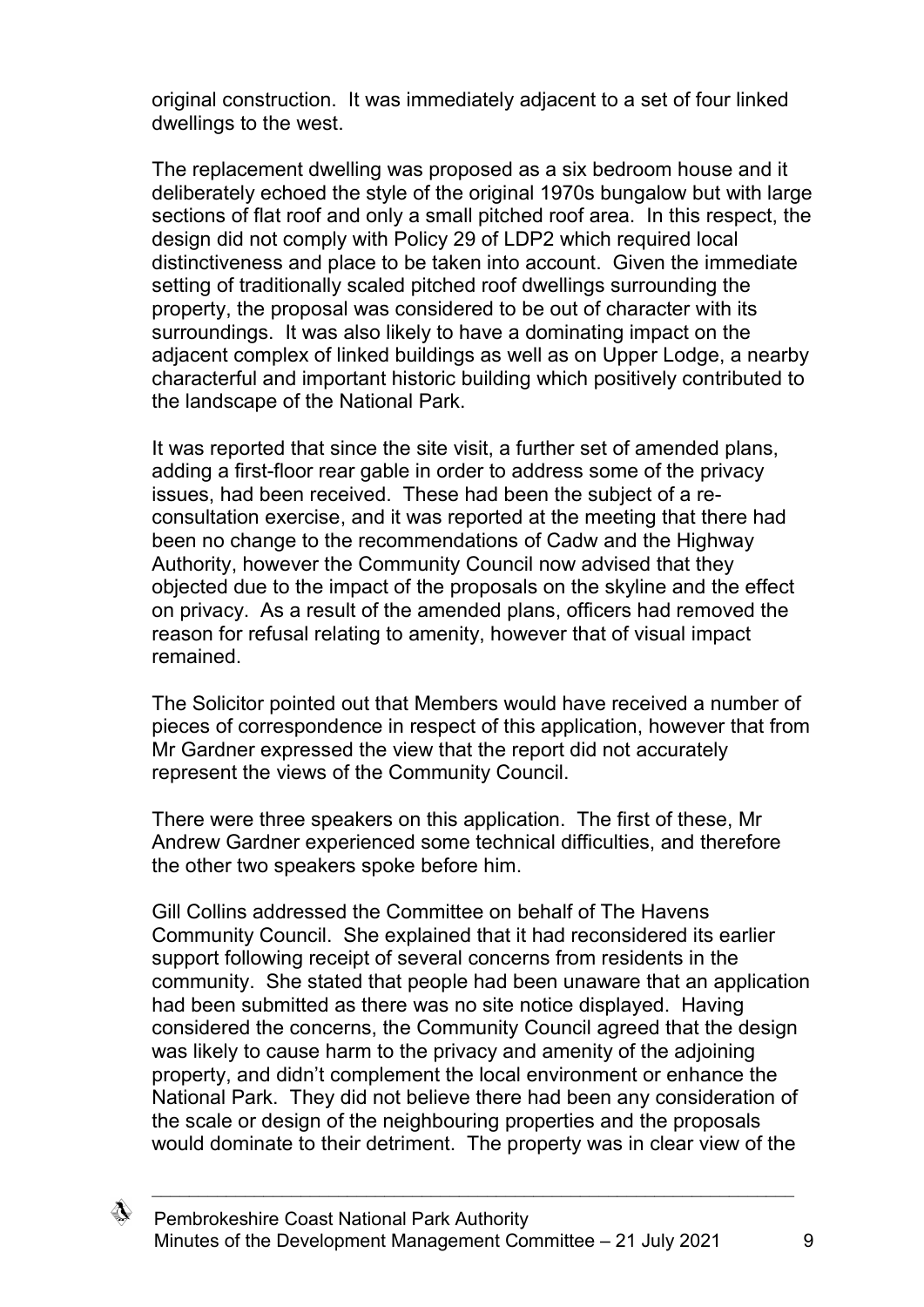original construction. It was immediately adjacent to a set of four linked dwellings to the west.

The replacement dwelling was proposed as a six bedroom house and it deliberately echoed the style of the original 1970s bungalow but with large sections of flat roof and only a small pitched roof area. In this respect, the design did not comply with Policy 29 of LDP2 which required local distinctiveness and place to be taken into account. Given the immediate setting of traditionally scaled pitched roof dwellings surrounding the property, the proposal was considered to be out of character with its surroundings. It was also likely to have a dominating impact on the adjacent complex of linked buildings as well as on Upper Lodge, a nearby characterful and important historic building which positively contributed to the landscape of the National Park.

It was reported that since the site visit, a further set of amended plans, adding a first-floor rear gable in order to address some of the privacy issues, had been received. These had been the subject of a re-consultation exercise, and it was reported at the meeting that there had been no change to the recommendations of Cadw and the Highway Authority, however the Community Council now advised that they objected due to the impact of the proposals on the skyline and the effect on privacy. As a result of the amended plans, officers had removed the reason for refusal relating to amenity, however that of visual impact remained.

The Solicitor pointed out that Members would have received a number of pieces of correspondence in respect of this application, however that from Mr Gardner expressed the view that the report did not accurately represent the views of the Community Council.

There were three speakers on this application. The first of these, Mr Andrew Gardner experienced some technical difficulties, and therefore the other two speakers spoke before him.

Gill Collins addressed the Committee on behalf of The Havens Community Council. She explained that it had reconsidered its earlier support following receipt of several concerns from residents in the community. She stated that people had been unaware that an application had been submitted as there was no site notice displayed. Having considered the concerns, the Community Council agreed that the design was likely to cause harm to the privacy and amenity of the adjoining property, and didn't complement the local environment or enhance the National Park. They did not believe there had been any consideration of the scale or design of the neighbouring properties and the proposals would dominate to their detriment. The property was in clear view of the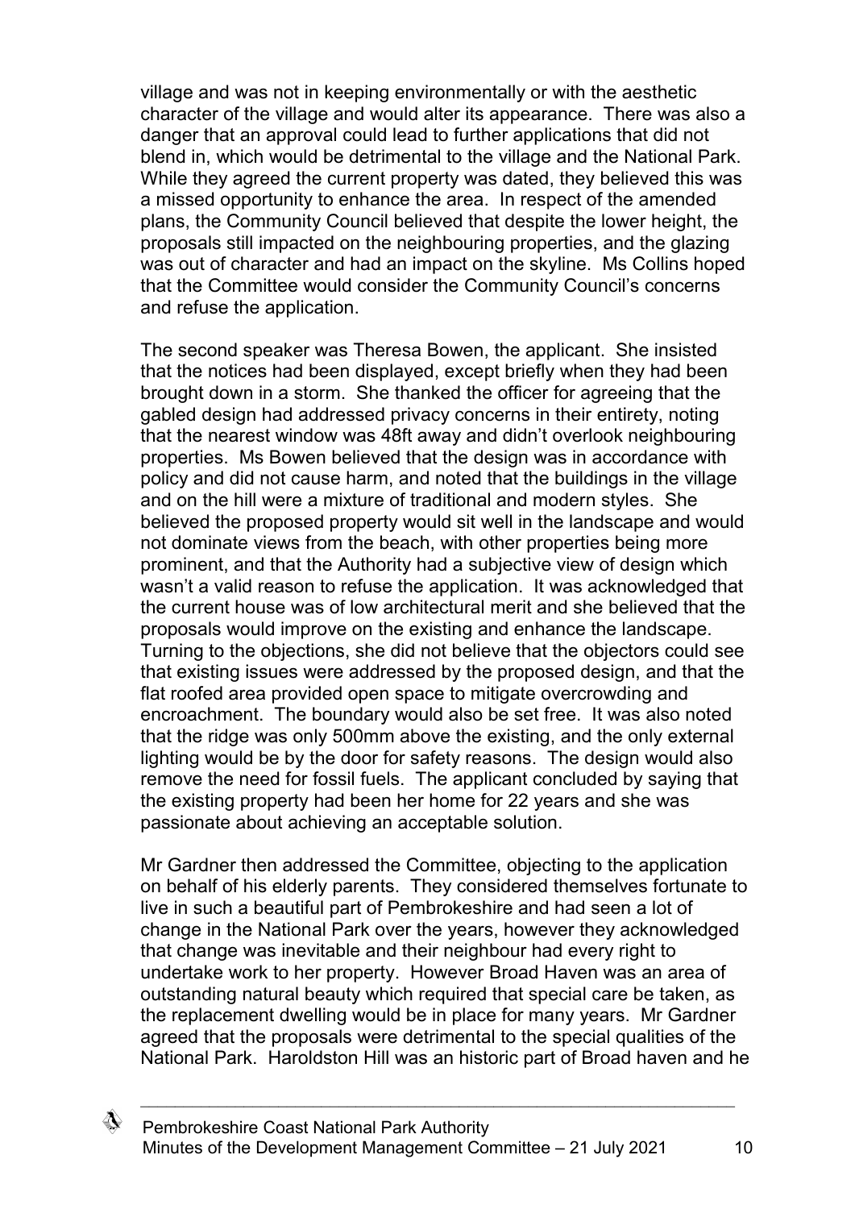village and was not in keeping environmentally or with the aesthetic character of the village and would alter its appearance. There was also a danger that an approval could lead to further applications that did not blend in, which would be detrimental to the village and the National Park. While they agreed the current property was dated, they believed this was a missed opportunity to enhance the area. In respect of the amended plans, the Community Council believed that despite the lower height, the proposals still impacted on the neighbouring properties, and the glazing was out of character and had an impact on the skyline. Ms Collins hoped that the Committee would consider the Community Council's concerns and refuse the application.

The second speaker was Theresa Bowen, the applicant. She insisted that the notices had been displayed, except briefly when they had been brought down in a storm. She thanked the officer for agreeing that the gabled design had addressed privacy concerns in their entirety, noting that the nearest window was 48ft away and didn't overlook neighbouring properties. Ms Bowen believed that the design was in accordance with policy and did not cause harm, and noted that the buildings in the village and on the hill were a mixture of traditional and modern styles. She believed the proposed property would sit well in the landscape and would not dominate views from the beach, with other properties being more prominent, and that the Authority had a subjective view of design which wasn't a valid reason to refuse the application. It was acknowledged that the current house was of low architectural merit and she believed that the proposals would improve on the existing and enhance the landscape. Turning to the objections, she did not believe that the objectors could see that existing issues were addressed by the proposed design, and that the flat roofed area provided open space to mitigate overcrowding and encroachment. The boundary would also be set free. It was also noted that the ridge was only 500mm above the existing, and the only external lighting would be by the door for safety reasons. The design would also remove the need for fossil fuels. The applicant concluded by saying that the existing property had been her home for 22 years and she was passionate about achieving an acceptable solution.

Mr Gardner then addressed the Committee, objecting to the application on behalf of his elderly parents. They considered themselves fortunate to live in such a beautiful part of Pembrokeshire and had seen a lot of change in the National Park over the years, however they acknowledged that change was inevitable and their neighbour had every right to undertake work to her property. However Broad Haven was an area of outstanding natural beauty which required that special care be taken, as the replacement dwelling would be in place for many years. Mr Gardner agreed that the proposals were detrimental to the special qualities of the National Park. Haroldston Hill was an historic part of Broad haven and he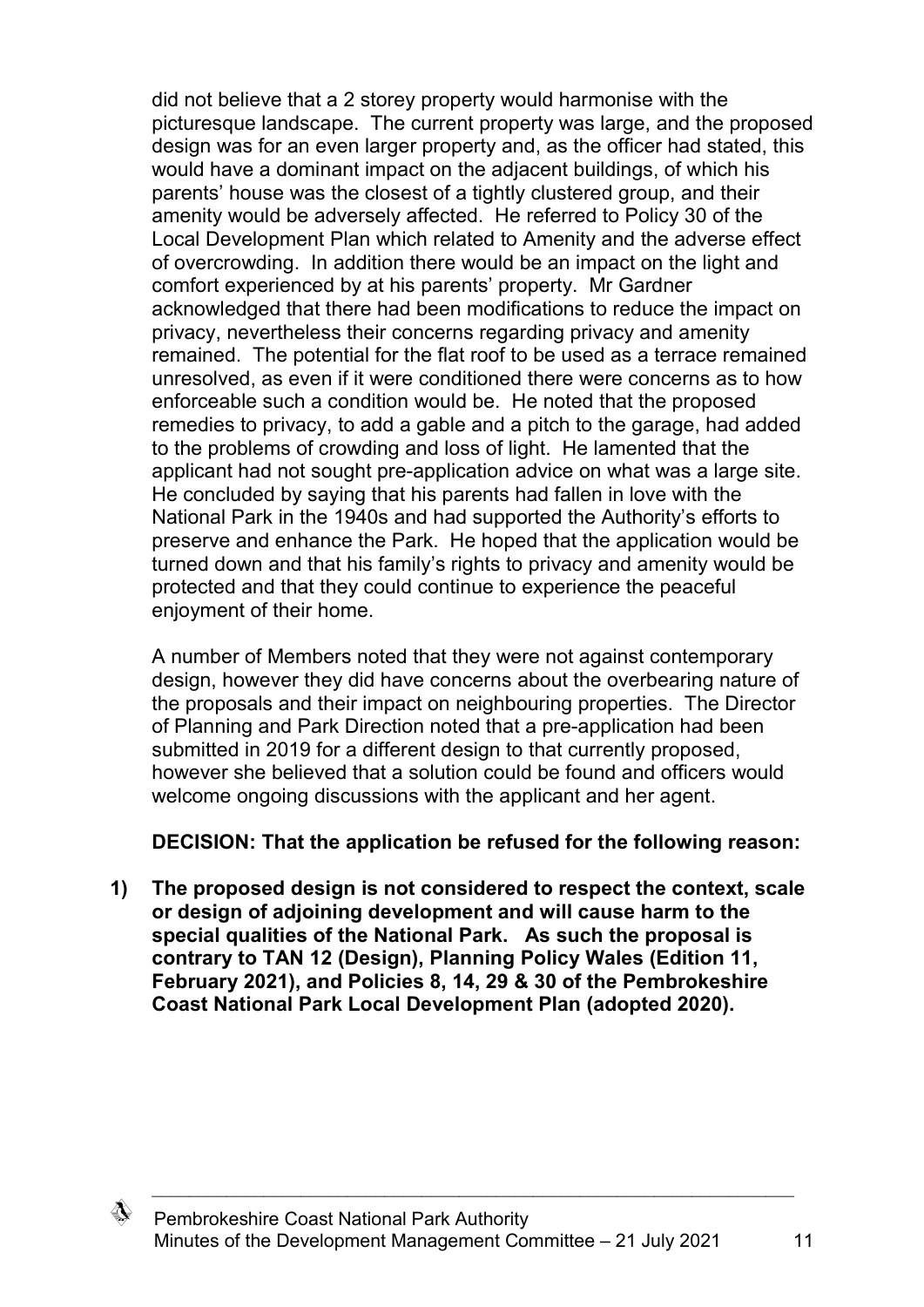did not believe that a 2 storey property would harmonise with the picturesque landscape. The current property was large, and the proposed design was for an even larger property and, as the officer had stated, this would have a dominant impact on the adjacent buildings, of which his parents' house was the closest of a tightly clustered group, and their amenity would be adversely affected. He referred to Policy 30 of the Local Development Plan which related to Amenity and the adverse effect of overcrowding. In addition there would be an impact on the light and comfort experienced by at his parents' property. Mr Gardner acknowledged that there had been modifications to reduce the impact on privacy, nevertheless their concerns regarding privacy and amenity remained. The potential for the flat roof to be used as a terrace remained unresolved, as even if it were conditioned there were concerns as to how enforceable such a condition would be. He noted that the proposed remedies to privacy, to add a gable and a pitch to the garage, had added to the problems of crowding and loss of light. He lamented that the applicant had not sought pre-application advice on what was a large site. He concluded by saying that his parents had fallen in love with the National Park in the 1940s and had supported the Authority's efforts to preserve and enhance the Park. He hoped that the application would be turned down and that his family's rights to privacy and amenity would be protected and that they could continue to experience the peaceful enjoyment of their home.

A number of Members noted that they were not against contemporary design, however they did have concerns about the overbearing nature of the proposals and their impact on neighbouring properties. The Director of Planning and Park Direction noted that a pre-application had been submitted in 2019 for a different design to that currently proposed, however she believed that a solution could be found and officers would welcome ongoing discussions with the applicant and her agent.

**DECISION: That the application be refused for the following reason:**

1) **The proposed design is not considered to respect the context, scale or design of adjoining development and will cause harm to the special qualities of the National Park. As such the proposal is contrary to TAN 12 (Design), Planning Policy Wales (Edition 11, February 2021), and Policies 8, 14, 29 & 30 of the Pembrokeshire Coast National Park Local Development Plan (adopted 2020).**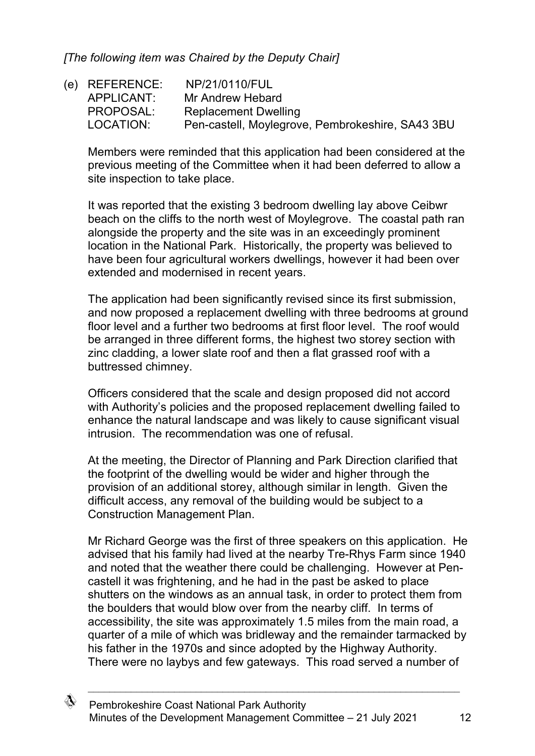*[The following item was Chaired by the Deputy Chair]*

(e) REFERENCE: NP/21/0110/FUL
APPLICANT: Mr Andrew Hebard
PROPOSAL: Replacement Dwelling
LOCATION: Pen-castell, Moylegrove, Pembrokeshire, SA43 3BU

Members were reminded that this application had been considered at the previous meeting of the Committee when it had been deferred to allow a site inspection to take place.

It was reported that the existing 3 bedroom dwelling lay above Ceibwr beach on the cliffs to the north west of Moylegrove. The coastal path ran alongside the property and the site was in an exceedingly prominent location in the National Park. Historically, the property was believed to have been four agricultural workers dwellings, however it had been over extended and modernised in recent years.

The application had been significantly revised since its first submission, and now proposed a replacement dwelling with three bedrooms at ground floor level and a further two bedrooms at first floor level. The roof would be arranged in three different forms, the highest two storey section with zinc cladding, a lower slate roof and then a flat grassed roof with a buttressed chimney.

Officers considered that the scale and design proposed did not accord with Authority's policies and the proposed replacement dwelling failed to enhance the natural landscape and was likely to cause significant visual intrusion. The recommendation was one of refusal.

At the meeting, the Director of Planning and Park Direction clarified that the footprint of the dwelling would be wider and higher through the provision of an additional storey, although similar in length. Given the difficult access, any removal of the building would be subject to a Construction Management Plan.

Mr Richard George was the first of three speakers on this application. He advised that his family had lived at the nearby Tre-Rhys Farm since 1940 and noted that the weather there could be challenging. However at Pen-castell it was frightening, and he had in the past be asked to place shutters on the windows as an annual task, in order to protect them from the boulders that would blow over from the nearby cliff. In terms of accessibility, the site was approximately 1.5 miles from the main road, a quarter of a mile of which was bridleway and the remainder tarmacked by his father in the 1970s and since adopted by the Highway Authority. There were no laybys and few gateways. This road served a number of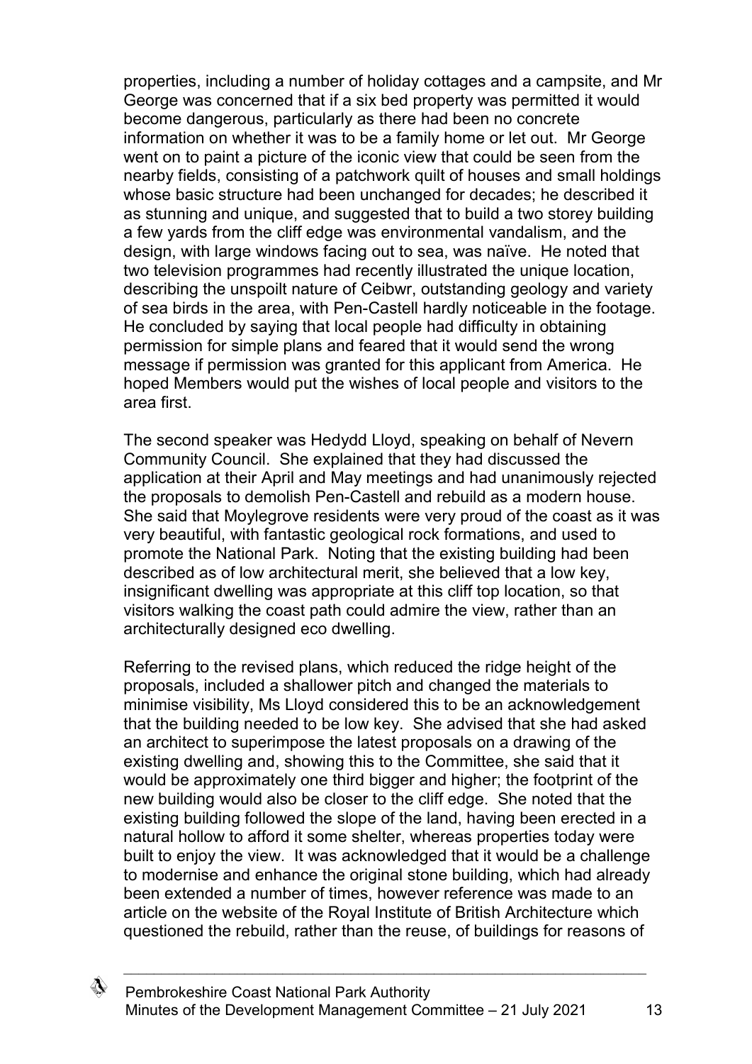properties, including a number of holiday cottages and a campsite, and Mr George was concerned that if a six bed property was permitted it would become dangerous, particularly as there had been no concrete information on whether it was to be a family home or let out. Mr George went on to paint a picture of the iconic view that could be seen from the nearby fields, consisting of a patchwork quilt of houses and small holdings whose basic structure had been unchanged for decades; he described it as stunning and unique, and suggested that to build a two storey building a few yards from the cliff edge was environmental vandalism, and the design, with large windows facing out to sea, was naïve. He noted that two television programmes had recently illustrated the unique location, describing the unspoilt nature of Ceibwr, outstanding geology and variety of sea birds in the area, with Pen-Castell hardly noticeable in the footage. He concluded by saying that local people had difficulty in obtaining permission for simple plans and feared that it would send the wrong message if permission was granted for this applicant from America. He hoped Members would put the wishes of local people and visitors to the area first.

The second speaker was Hedydd Lloyd, speaking on behalf of Nevern Community Council. She explained that they had discussed the application at their April and May meetings and had unanimously rejected the proposals to demolish Pen-Castell and rebuild as a modern house. She said that Moylegrove residents were very proud of the coast as it was very beautiful, with fantastic geological rock formations, and used to promote the National Park. Noting that the existing building had been described as of low architectural merit, she believed that a low key, insignificant dwelling was appropriate at this cliff top location, so that visitors walking the coast path could admire the view, rather than an architecturally designed eco dwelling.

Referring to the revised plans, which reduced the ridge height of the proposals, included a shallower pitch and changed the materials to minimise visibility, Ms Lloyd considered this to be an acknowledgement that the building needed to be low key. She advised that she had asked an architect to superimpose the latest proposals on a drawing of the existing dwelling and, showing this to the Committee, she said that it would be approximately one third bigger and higher; the footprint of the new building would also be closer to the cliff edge. She noted that the existing building followed the slope of the land, having been erected in a natural hollow to afford it some shelter, whereas properties today were built to enjoy the view. It was acknowledged that it would be a challenge to modernise and enhance the original stone building, which had already been extended a number of times, however reference was made to an article on the website of the Royal Institute of British Architecture which questioned the rebuild, rather than the reuse, of buildings for reasons of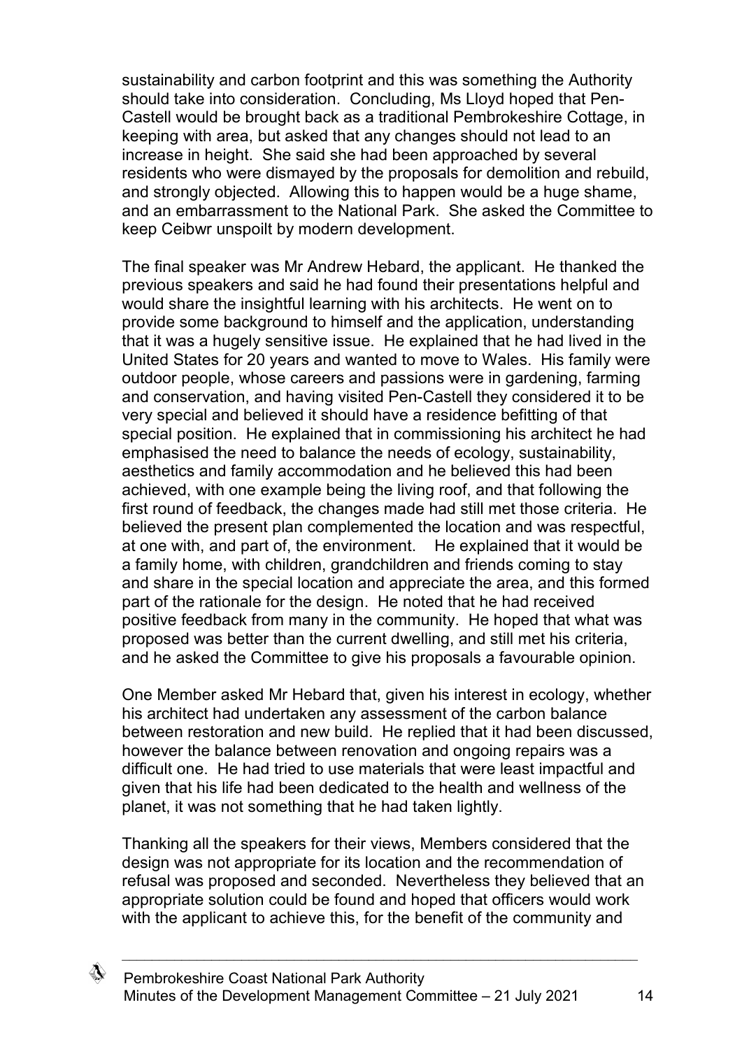sustainability and carbon footprint and this was something the Authority should take into consideration. Concluding, Ms Lloyd hoped that Pen-Castell would be brought back as a traditional Pembrokeshire Cottage, in keeping with area, but asked that any changes should not lead to an increase in height. She said she had been approached by several residents who were dismayed by the proposals for demolition and rebuild, and strongly objected. Allowing this to happen would be a huge shame, and an embarrassment to the National Park. She asked the Committee to keep Ceibwr unspoilt by modern development.

The final speaker was Mr Andrew Hebard, the applicant. He thanked the previous speakers and said he had found their presentations helpful and would share the insightful learning with his architects. He went on to provide some background to himself and the application, understanding that it was a hugely sensitive issue. He explained that he had lived in the United States for 20 years and wanted to move to Wales. His family were outdoor people, whose careers and passions were in gardening, farming and conservation, and having visited Pen-Castell they considered it to be very special and believed it should have a residence befitting of that special position. He explained that in commissioning his architect he had emphasised the need to balance the needs of ecology, sustainability, aesthetics and family accommodation and he believed this had been achieved, with one example being the living roof, and that following the first round of feedback, the changes made had still met those criteria. He believed the present plan complemented the location and was respectful, at one with, and part of, the environment. He explained that it would be a family home, with children, grandchildren and friends coming to stay and share in the special location and appreciate the area, and this formed part of the rationale for the design. He noted that he had received positive feedback from many in the community. He hoped that what was proposed was better than the current dwelling, and still met his criteria, and he asked the Committee to give his proposals a favourable opinion.

One Member asked Mr Hebard that, given his interest in ecology, whether his architect had undertaken any assessment of the carbon balance between restoration and new build. He replied that it had been discussed, however the balance between renovation and ongoing repairs was a difficult one. He had tried to use materials that were least impactful and given that his life had been dedicated to the health and wellness of the planet, it was not something that he had taken lightly.

Thanking all the speakers for their views, Members considered that the design was not appropriate for its location and the recommendation of refusal was proposed and seconded. Nevertheless they believed that an appropriate solution could be found and hoped that officers would work with the applicant to achieve this, for the benefit of the community and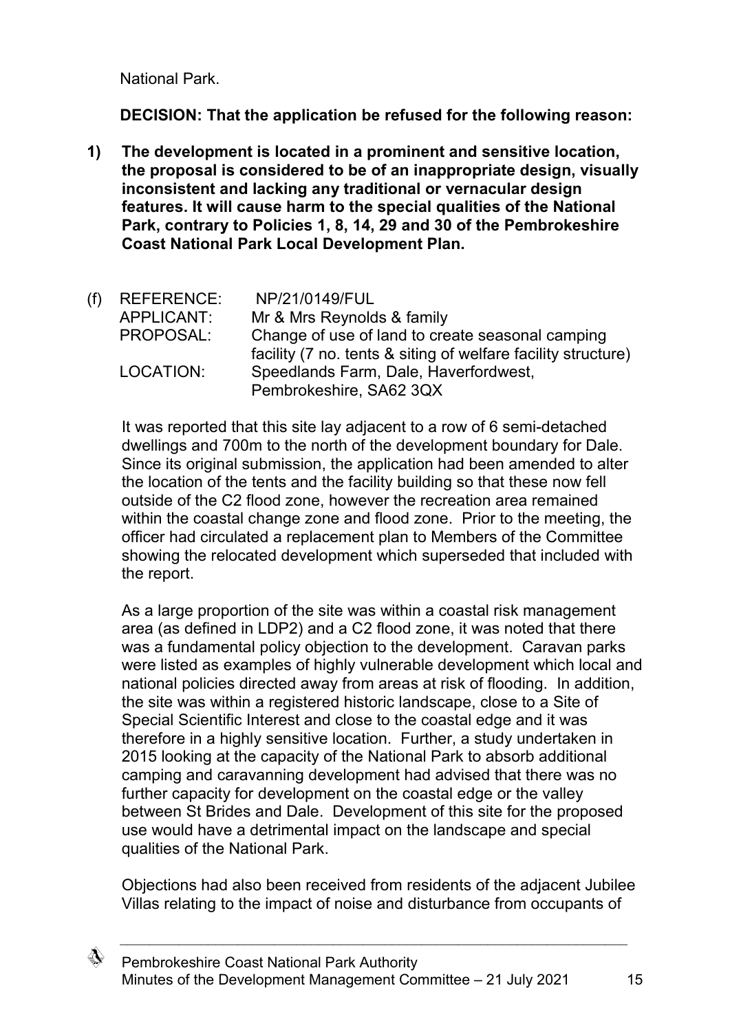National Park.

**DECISION: That the application be refused for the following reason:**

**1) The development is located in a prominent and sensitive location, the proposal is considered to be of an inappropriate design, visually inconsistent and lacking any traditional or vernacular design features. It will cause harm to the special qualities of the National Park, contrary to Policies 1, 8, 14, 29 and 30 of the Pembrokeshire Coast National Park Local Development Plan.**

(f) REFERENCE: NP/21/0149/FUL
APPLICANT: Mr & Mrs Reynolds & family
PROPOSAL: Change of use of land to create seasonal camping facility (7 no. tents & siting of welfare facility structure)
LOCATION: Speedlands Farm, Dale, Haverfordwest, Pembrokeshire, SA62 3QX

It was reported that this site lay adjacent to a row of 6 semi-detached dwellings and 700m to the north of the development boundary for Dale. Since its original submission, the application had been amended to alter the location of the tents and the facility building so that these now fell outside of the C2 flood zone, however the recreation area remained within the coastal change zone and flood zone. Prior to the meeting, the officer had circulated a replacement plan to Members of the Committee showing the relocated development which superseded that included with the report.

As a large proportion of the site was within a coastal risk management area (as defined in LDP2) and a C2 flood zone, it was noted that there was a fundamental policy objection to the development. Caravan parks were listed as examples of highly vulnerable development which local and national policies directed away from areas at risk of flooding. In addition, the site was within a registered historic landscape, close to a Site of Special Scientific Interest and close to the coastal edge and it was therefore in a highly sensitive location. Further, a study undertaken in 2015 looking at the capacity of the National Park to absorb additional camping and caravanning development had advised that there was no further capacity for development on the coastal edge or the valley between St Brides and Dale. Development of this site for the proposed use would have a detrimental impact on the landscape and special qualities of the National Park.

Objections had also been received from residents of the adjacent Jubilee Villas relating to the impact of noise and disturbance from occupants of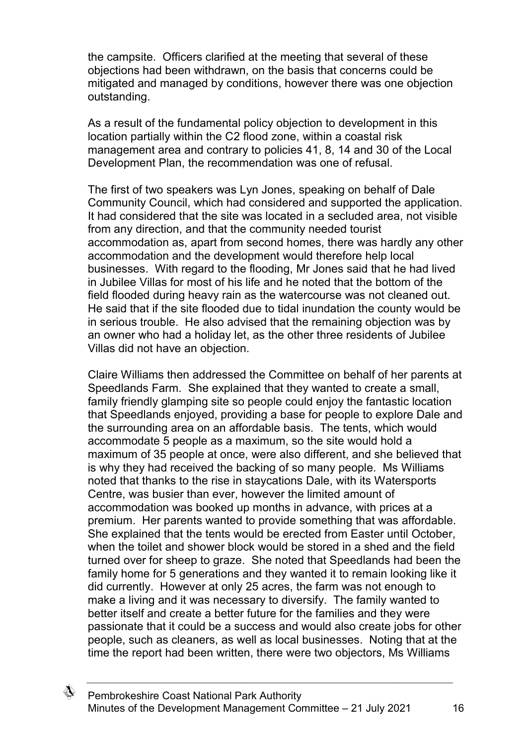the campsite. Officers clarified at the meeting that several of these objections had been withdrawn, on the basis that concerns could be mitigated and managed by conditions, however there was one objection outstanding.

As a result of the fundamental policy objection to development in this location partially within the C2 flood zone, within a coastal risk management area and contrary to policies 41, 8, 14 and 30 of the Local Development Plan, the recommendation was one of refusal.

The first of two speakers was Lyn Jones, speaking on behalf of Dale Community Council, which had considered and supported the application. It had considered that the site was located in a secluded area, not visible from any direction, and that the community needed tourist accommodation as, apart from second homes, there was hardly any other accommodation and the development would therefore help local businesses. With regard to the flooding, Mr Jones said that he had lived in Jubilee Villas for most of his life and he noted that the bottom of the field flooded during heavy rain as the watercourse was not cleaned out. He said that if the site flooded due to tidal inundation the county would be in serious trouble. He also advised that the remaining objection was by an owner who had a holiday let, as the other three residents of Jubilee Villas did not have an objection.

Claire Williams then addressed the Committee on behalf of her parents at Speedlands Farm. She explained that they wanted to create a small, family friendly glamping site so people could enjoy the fantastic location that Speedlands enjoyed, providing a base for people to explore Dale and the surrounding area on an affordable basis. The tents, which would accommodate 5 people as a maximum, so the site would hold a maximum of 35 people at once, were also different, and she believed that is why they had received the backing of so many people. Ms Williams noted that thanks to the rise in staycations Dale, with its Watersports Centre, was busier than ever, however the limited amount of accommodation was booked up months in advance, with prices at a premium. Her parents wanted to provide something that was affordable. She explained that the tents would be erected from Easter until October, when the toilet and shower block would be stored in a shed and the field turned over for sheep to graze. She noted that Speedlands had been the family home for 5 generations and they wanted it to remain looking like it did currently. However at only 25 acres, the farm was not enough to make a living and it was necessary to diversify. The family wanted to better itself and create a better future for the families and they were passionate that it could be a success and would also create jobs for other people, such as cleaners, as well as local businesses. Noting that at the time the report had been written, there were two objectors, Ms Williams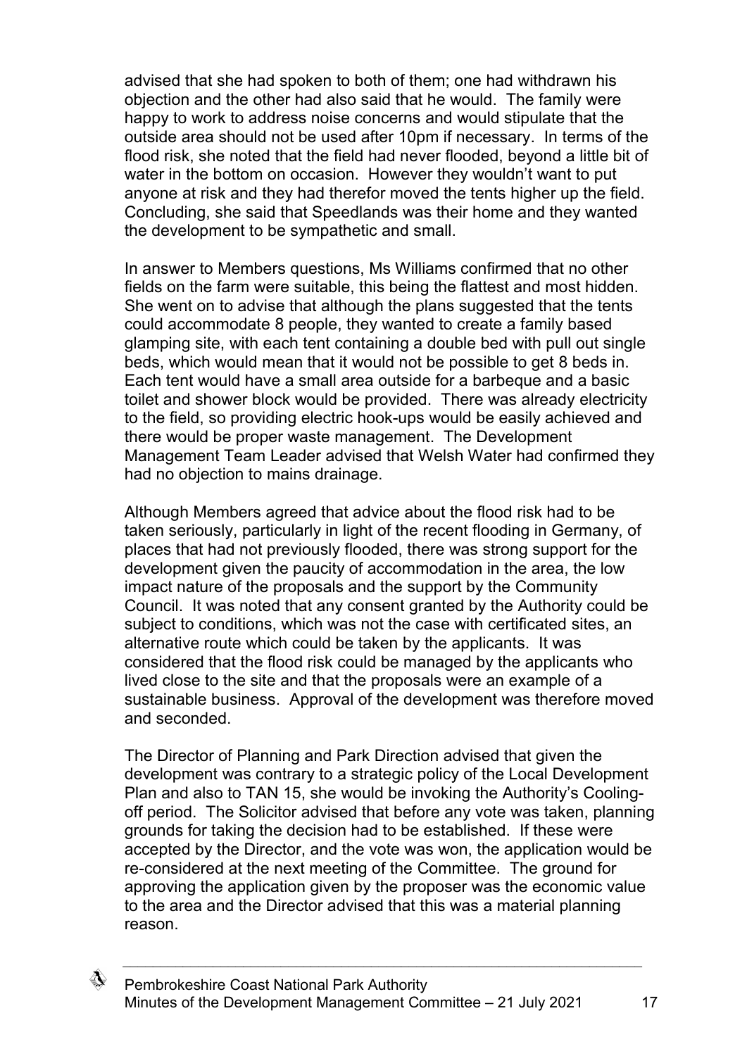advised that she had spoken to both of them; one had withdrawn his objection and the other had also said that he would. The family were happy to work to address noise concerns and would stipulate that the outside area should not be used after 10pm if necessary. In terms of the flood risk, she noted that the field had never flooded, beyond a little bit of water in the bottom on occasion. However they wouldn't want to put anyone at risk and they had therefor moved the tents higher up the field. Concluding, she said that Speedlands was their home and they wanted the development to be sympathetic and small.

In answer to Members questions, Ms Williams confirmed that no other fields on the farm were suitable, this being the flattest and most hidden. She went on to advise that although the plans suggested that the tents could accommodate 8 people, they wanted to create a family based glamping site, with each tent containing a double bed with pull out single beds, which would mean that it would not be possible to get 8 beds in. Each tent would have a small area outside for a barbeque and a basic toilet and shower block would be provided. There was already electricity to the field, so providing electric hook-ups would be easily achieved and there would be proper waste management. The Development Management Team Leader advised that Welsh Water had confirmed they had no objection to mains drainage.

Although Members agreed that advice about the flood risk had to be taken seriously, particularly in light of the recent flooding in Germany, of places that had not previously flooded, there was strong support for the development given the paucity of accommodation in the area, the low impact nature of the proposals and the support by the Community Council. It was noted that any consent granted by the Authority could be subject to conditions, which was not the case with certificated sites, an alternative route which could be taken by the applicants. It was considered that the flood risk could be managed by the applicants who lived close to the site and that the proposals were an example of a sustainable business. Approval of the development was therefore moved and seconded.

The Director of Planning and Park Direction advised that given the development was contrary to a strategic policy of the Local Development Plan and also to TAN 15, she would be invoking the Authority's Cooling-off period. The Solicitor advised that before any vote was taken, planning grounds for taking the decision had to be established. If these were accepted by the Director, and the vote was won, the application would be re-considered at the next meeting of the Committee. The ground for approving the application given by the proposer was the economic value to the area and the Director advised that this was a material planning reason.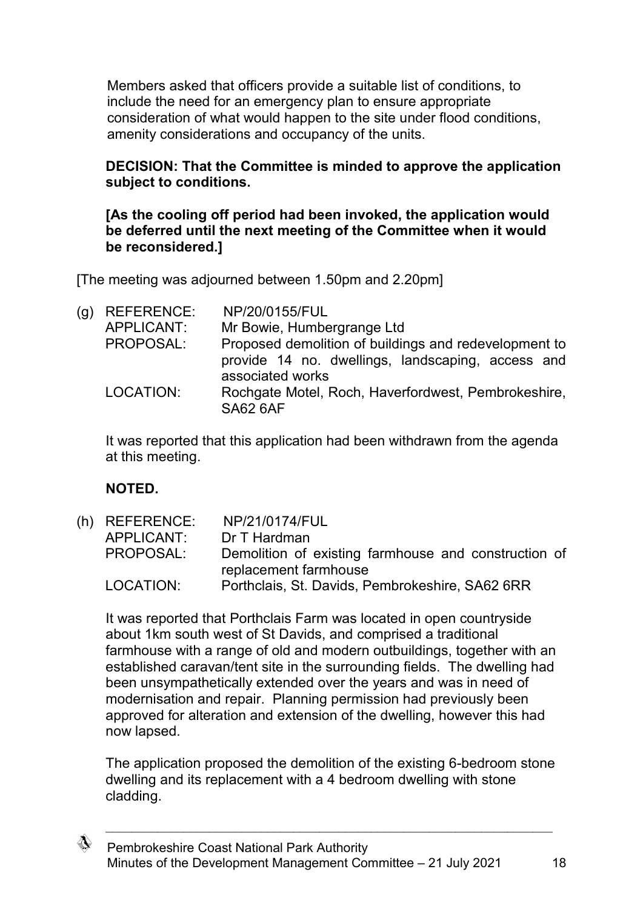Members asked that officers provide a suitable list of conditions, to include the need for an emergency plan to ensure appropriate consideration of what would happen to the site under flood conditions, amenity considerations and occupancy of the units.

**DECISION: That the Committee is minded to approve the application subject to conditions.**

**[As the cooling off period had been invoked, the application would be deferred until the next meeting of the Committee when it would be reconsidered.]**

[The meeting was adjourned between 1.50pm and 2.20pm]

(g) REFERENCE: NP/20/0155/FUL
APPLICANT: Mr Bowie, Humbergrange Ltd
PROPOSAL: Proposed demolition of buildings and redevelopment to provide 14 no. dwellings, landscaping, access and associated works
LOCATION: Rochgate Motel, Roch, Haverfordwest, Pembrokeshire, SA62 6AF

It was reported that this application had been withdrawn from the agenda at this meeting.

**NOTED.**

(h) REFERENCE: NP/21/0174/FUL
APPLICANT: Dr T Hardman
PROPOSAL: Demolition of existing farmhouse and construction of replacement farmhouse
LOCATION: Porthclais, St. Davids, Pembrokeshire, SA62 6RR

It was reported that Porthclais Farm was located in open countryside about 1km south west of St Davids, and comprised a traditional farmhouse with a range of old and modern outbuildings, together with an established caravan/tent site in the surrounding fields. The dwelling had been unsympathetically extended over the years and was in need of modernisation and repair. Planning permission had previously been approved for alteration and extension of the dwelling, however this had now lapsed.

The application proposed the demolition of the existing 6-bedroom stone dwelling and its replacement with a 4 bedroom dwelling with stone cladding.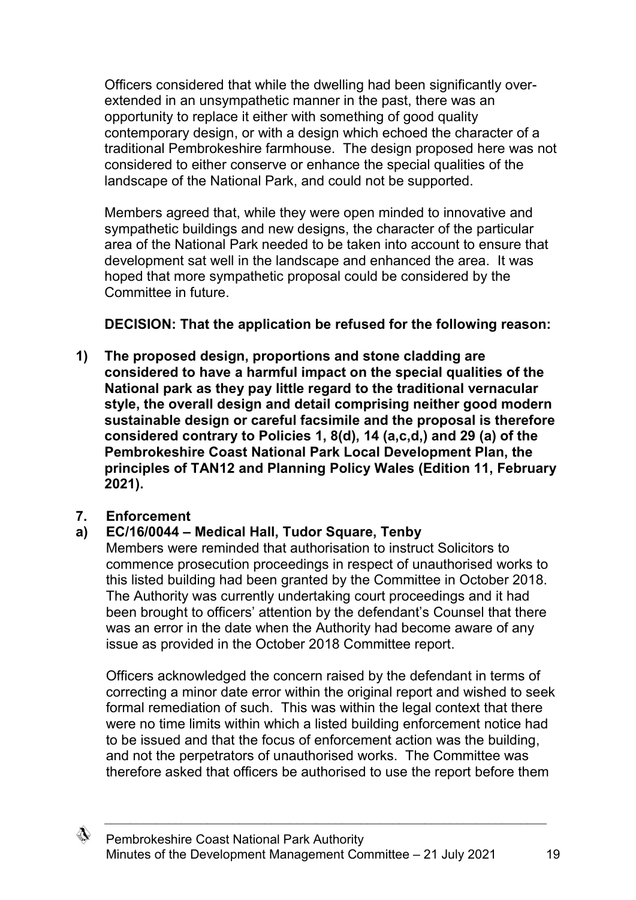Officers considered that while the dwelling had been significantly over-extended in an unsympathetic manner in the past, there was an opportunity to replace it either with something of good quality contemporary design, or with a design which echoed the character of a traditional Pembrokeshire farmhouse. The design proposed here was not considered to either conserve or enhance the special qualities of the landscape of the National Park, and could not be supported.

Members agreed that, while they were open minded to innovative and sympathetic buildings and new designs, the character of the particular area of the National Park needed to be taken into account to ensure that development sat well in the landscape and enhanced the area. It was hoped that more sympathetic proposal could be considered by the Committee in future.

**DECISION: That the application be refused for the following reason:**

1) **The proposed design, proportions and stone cladding are considered to have a harmful impact on the special qualities of the National park as they pay little regard to the traditional vernacular style, the overall design and detail comprising neither good modern sustainable design or careful facsimile and the proposal is therefore considered contrary to Policies 1, 8(d), 14 (a,c,d,) and 29 (a) of the Pembrokeshire Coast National Park Local Development Plan, the principles of TAN12 and Planning Policy Wales (Edition 11, February 2021).**

## 7. Enforcement

### a) EC/16/0044 – Medical Hall, Tudor Square, Tenby

Members were reminded that authorisation to instruct Solicitors to commence prosecution proceedings in respect of unauthorised works to this listed building had been granted by the Committee in October 2018. The Authority was currently undertaking court proceedings and it had been brought to officers' attention by the defendant's Counsel that there was an error in the date when the Authority had become aware of any issue as provided in the October 2018 Committee report.

Officers acknowledged the concern raised by the defendant in terms of correcting a minor date error within the original report and wished to seek formal remediation of such. This was within the legal context that there were no time limits within which a listed building enforcement notice had to be issued and that the focus of enforcement action was the building, and not the perpetrators of unauthorised works. The Committee was therefore asked that officers be authorised to use the report before them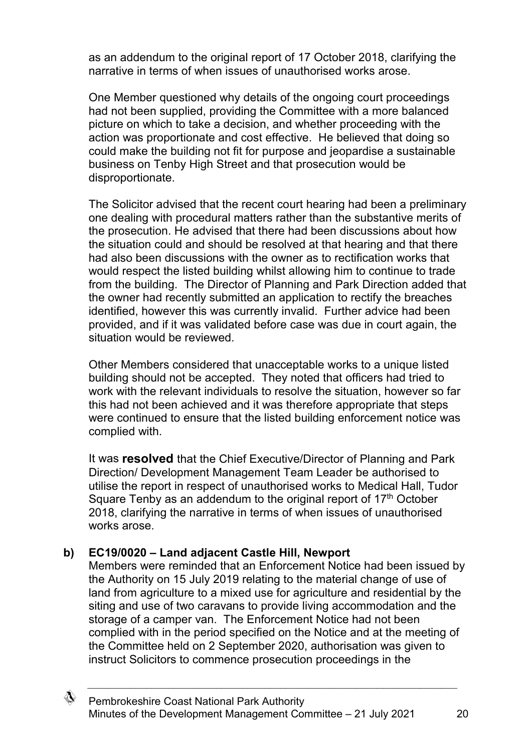as an addendum to the original report of 17 October 2018, clarifying the narrative in terms of when issues of unauthorised works arose.

One Member questioned why details of the ongoing court proceedings had not been supplied, providing the Committee with a more balanced picture on which to take a decision, and whether proceeding with the action was proportionate and cost effective. He believed that doing so could make the building not fit for purpose and jeopardise a sustainable business on Tenby High Street and that prosecution would be disproportionate.

The Solicitor advised that the recent court hearing had been a preliminary one dealing with procedural matters rather than the substantive merits of the prosecution. He advised that there had been discussions about how the situation could and should be resolved at that hearing and that there had also been discussions with the owner as to rectification works that would respect the listed building whilst allowing him to continue to trade from the building. The Director of Planning and Park Direction added that the owner had recently submitted an application to rectify the breaches identified, however this was currently invalid. Further advice had been provided, and if it was validated before case was due in court again, the situation would be reviewed.

Other Members considered that unacceptable works to a unique listed building should not be accepted. They noted that officers had tried to work with the relevant individuals to resolve the situation, however so far this had not been achieved and it was therefore appropriate that steps were continued to ensure that the listed building enforcement notice was complied with.

It was **resolved** that the Chief Executive/Director of Planning and Park Direction/ Development Management Team Leader be authorised to utilise the report in respect of unauthorised works to Medical Hall, Tudor Square Tenby as an addendum to the original report of 17th October 2018, clarifying the narrative in terms of when issues of unauthorised works arose.

**b) EC19/0020 – Land adjacent Castle Hill, Newport**

Members were reminded that an Enforcement Notice had been issued by the Authority on 15 July 2019 relating to the material change of use of land from agriculture to a mixed use for agriculture and residential by the siting and use of two caravans to provide living accommodation and the storage of a camper van. The Enforcement Notice had not been complied with in the period specified on the Notice and at the meeting of the Committee held on 2 September 2020, authorisation was given to instruct Solicitors to commence prosecution proceedings in the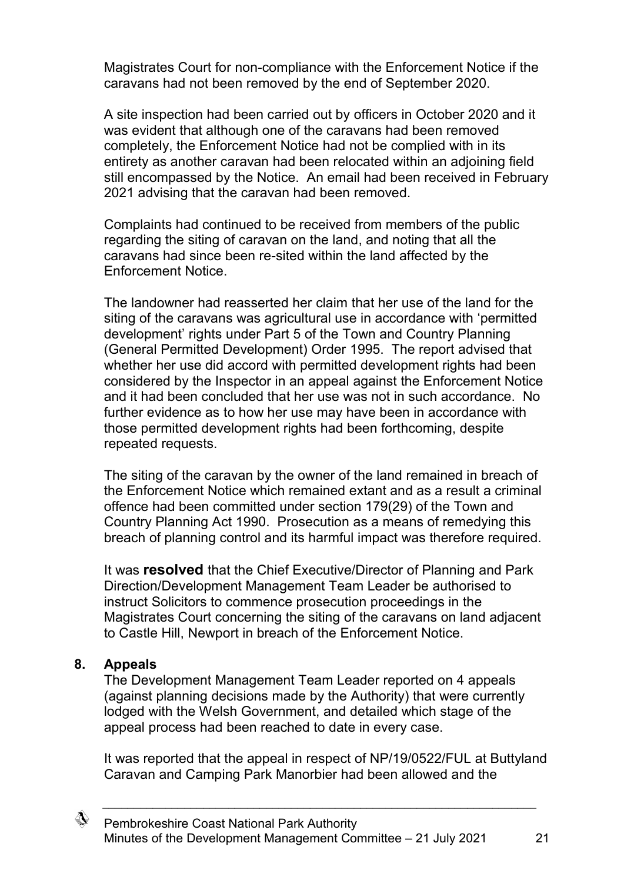Magistrates Court for non-compliance with the Enforcement Notice if the caravans had not been removed by the end of September 2020.

A site inspection had been carried out by officers in October 2020 and it was evident that although one of the caravans had been removed completely, the Enforcement Notice had not be complied with in its entirety as another caravan had been relocated within an adjoining field still encompassed by the Notice. An email had been received in February 2021 advising that the caravan had been removed.

Complaints had continued to be received from members of the public regarding the siting of caravan on the land, and noting that all the caravans had since been re-sited within the land affected by the Enforcement Notice.

The landowner had reasserted her claim that her use of the land for the siting of the caravans was agricultural use in accordance with 'permitted development' rights under Part 5 of the Town and Country Planning (General Permitted Development) Order 1995. The report advised that whether her use did accord with permitted development rights had been considered by the Inspector in an appeal against the Enforcement Notice and it had been concluded that her use was not in such accordance. No further evidence as to how her use may have been in accordance with those permitted development rights had been forthcoming, despite repeated requests.

The siting of the caravan by the owner of the land remained in breach of the Enforcement Notice which remained extant and as a result a criminal offence had been committed under section 179(29) of the Town and Country Planning Act 1990. Prosecution as a means of remedying this breach of planning control and its harmful impact was therefore required.

It was **resolved** that the Chief Executive/Director of Planning and Park Direction/Development Management Team Leader be authorised to instruct Solicitors to commence prosecution proceedings in the Magistrates Court concerning the siting of the caravans on land adjacent to Castle Hill, Newport in breach of the Enforcement Notice.

## 8. Appeals

The Development Management Team Leader reported on 4 appeals (against planning decisions made by the Authority) that were currently lodged with the Welsh Government, and detailed which stage of the appeal process had been reached to date in every case.

It was reported that the appeal in respect of NP/19/0522/FUL at Buttyland Caravan and Camping Park Manorbier had been allowed and the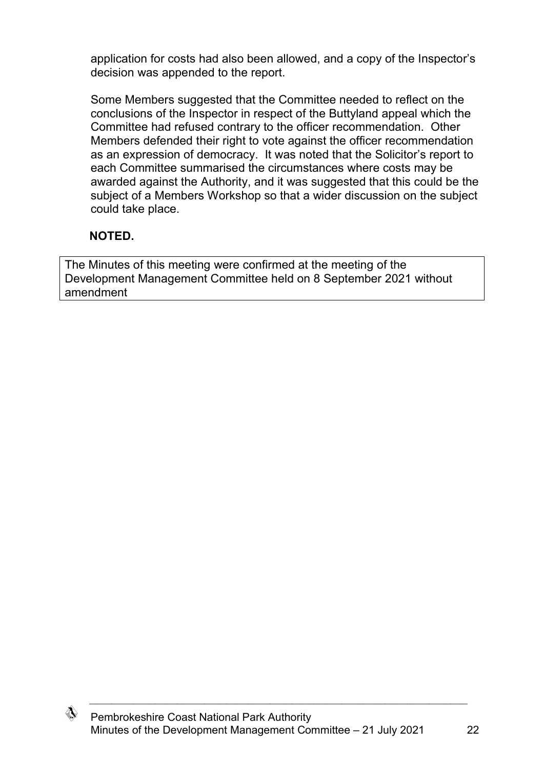application for costs had also been allowed, and a copy of the Inspector's decision was appended to the report.

Some Members suggested that the Committee needed to reflect on the conclusions of the Inspector in respect of the Buttyland appeal which the Committee had refused contrary to the officer recommendation. Other Members defended their right to vote against the officer recommendation as an expression of democracy. It was noted that the Solicitor's report to each Committee summarised the circumstances where costs may be awarded against the Authority, and it was suggested that this could be the subject of a Members Workshop so that a wider discussion on the subject could take place.

**NOTED.**

The Minutes of this meeting were confirmed at the meeting of the Development Management Committee held on 8 September 2021 without amendment